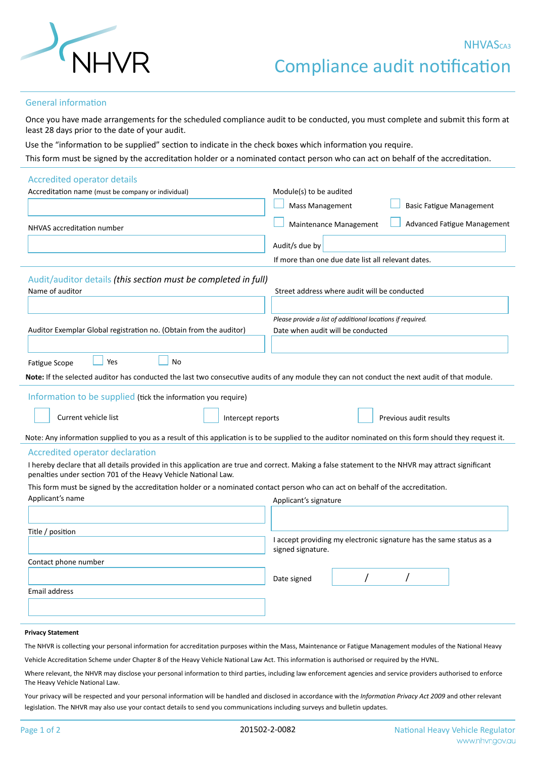NHVR

NHVAS CA3

# Compliance audit notification

## General information

Once you have made arrangements for the scheduled compliance audit to be conducted, you must complete and submit this form at least 28 days prior to the date of your audit.

Use the "information to be supplied" section to indicate in the check boxes which information you require.

This form must be signed by the accreditation holder or a nominated contact person who can act on behalf of the accreditation.

## Accredited operator details

Accreditation name (must be company or individual)

NHVAS accreditation number

Module(s) to be audited

- ☐ Mass Management
- ☐ Basic Fatigue Management
- ☐ Maintenance Management
- ☐ Advanced Fatigue Management

Audit/s due by

If more than one due date list all relevant dates.

## Audit/auditor details *(this section must be completed in full)*

Name of auditor

Street address where audit will be conducted

*Please provide a list of additional locations if required.*

Auditor Exemplar Global registration no. (Obtain from the auditor)

Date when audit will be conducted

Fatigue Scope ☐ Yes ☐ No

**Note:** If the selected auditor has conducted the last two consecutive audits of any module they can not conduct the next audit of that module.

## Information to be supplied (tick the information you require)

- ☐ Current vehicle list
- ☐ Intercept reports
- ☐ Previous audit results

Note: Any information supplied to you as a result of this application is to be supplied to the auditor nominated on this form should they request it.

## Accredited operator declaration

I hereby declare that all details provided in this application are true and correct. Making a false statement to the NHVR may attract significant penalties under section 701 of the Heavy Vehicle National Law.

This form must be signed by the accreditation holder or a nominated contact person who can act on behalf of the accreditation.

Applicant's name

Applicant's signature

Title / position

I accept providing my electronic signature has the same status as a signed signature.

Contact phone number

Date signed / /

Email address

**Privacy Statement**

The NHVR is collecting your personal information for accreditation purposes within the Mass, Maintenance or Fatigue Management modules of the National Heavy Vehicle Accreditation Scheme under Chapter 8 of the Heavy Vehicle National Law Act. This information is authorised or required by the HVNL.

Where relevant, the NHVR may disclose your personal information to third parties, including law enforcement agencies and service providers authorised to enforce The Heavy Vehicle National Law.

Your privacy will be respected and your personal information will be handled and disclosed in accordance with the *Information Privacy Act 2009* and other relevant legislation. The NHVR may also use your contact details to send you communications including surveys and bulletin updates.

201502-2-0082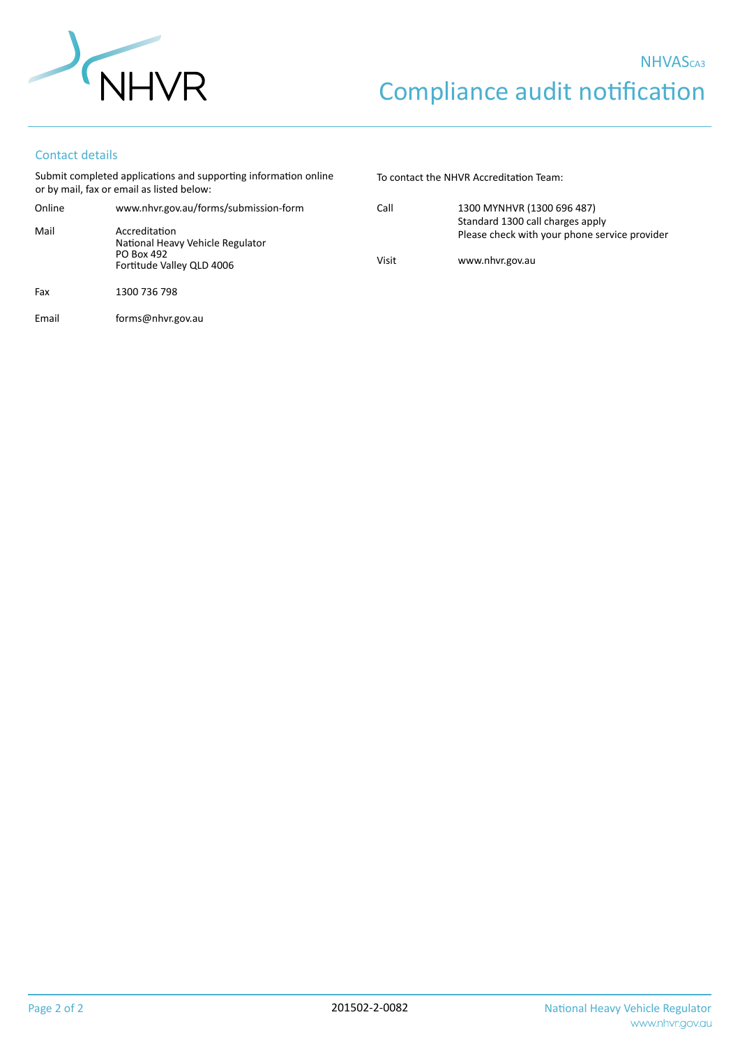## Contact details

Submit completed applications and supporting information online or by mail, fax or email as listed below:

| | |
|---|---|
| Online | www.nhvr.gov.au/forms/submission-form |
| Mail | Accreditation<br>National Heavy Vehicle Regulator<br>PO Box 492<br>Fortitude Valley QLD 4006 |
| Fax | 1300 736 798 |
| Email | forms@nhvr.gov.au |

To contact the NHVR Accreditation Team:

| | |
|---|---|
| Call | 1300 MYNHVR (1300 696 487)<br>Standard 1300 call charges apply<br>Please check with your phone service provider |
| Visit | www.nhvr.gov.au |

201502-2-0082